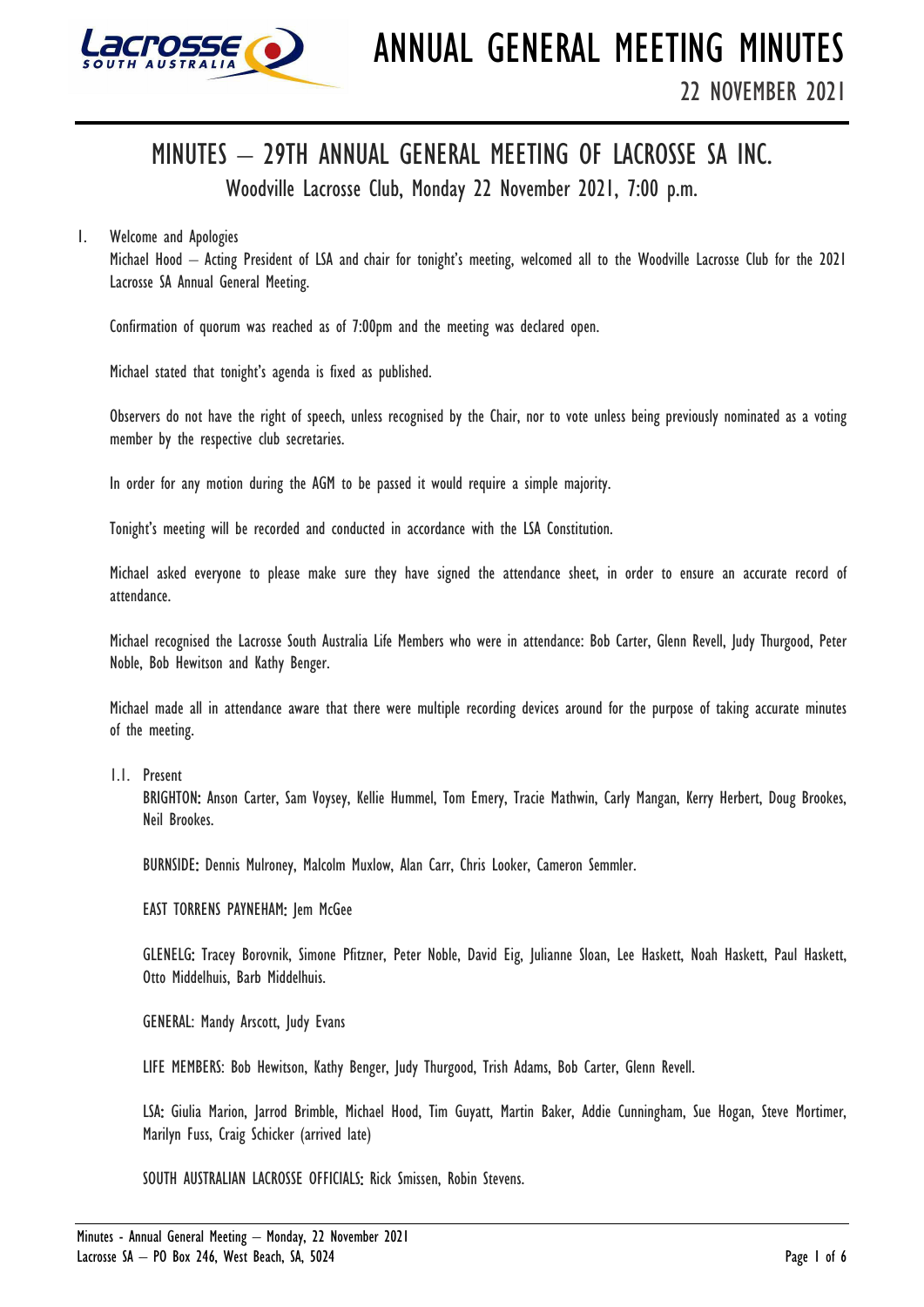# ANNUAL GENERAL MEETING MINUTES

22 NOVEMBER 2021

## MINUTES – 29TH ANNUAL GENERAL MEETING OF LACROSSE SA INC.

Woodville Lacrosse Club, Monday 22 November 2021, 7:00 p.m.

1. Welcome and Apologies

   Michael Hood – Acting President of LSA and chair for tonight's meeting, welcomed all to the Woodville Lacrosse Club for the 2021 Lacrosse SA Annual General Meeting.

   Confirmation of quorum was reached as of 7:00pm and the meeting was declared open.

   Michael stated that tonight's agenda is fixed as published.

   Observers do not have the right of speech, unless recognised by the Chair, nor to vote unless being previously nominated as a voting member by the respective club secretaries.

   In order for any motion during the AGM to be passed it would require a simple majority.

   Tonight's meeting will be recorded and conducted in accordance with the LSA Constitution.

   Michael asked everyone to please make sure they have signed the attendance sheet, in order to ensure an accurate record of attendance.

   Michael recognised the Lacrosse South Australia Life Members who were in attendance: Bob Carter, Glenn Revell, Judy Thurgood, Peter Noble, Bob Hewitson and Kathy Benger.

   Michael made all in attendance aware that there were multiple recording devices around for the purpose of taking accurate minutes of the meeting.

   1.1. Present

   BRIGHTON: Anson Carter, Sam Voysey, Kellie Hummel, Tom Emery, Tracie Mathwin, Carly Mangan, Kerry Herbert, Doug Brookes, Neil Brookes.

   BURNSIDE: Dennis Mulroney, Malcolm Muxlow, Alan Carr, Chris Looker, Cameron Semmler.

   EAST TORRENS PAYNEHAM: Jem McGee

   GLENELG: Tracey Borovnik, Simone Pfitzner, Peter Noble, David Eig, Julianne Sloan, Lee Haskett, Noah Haskett, Paul Haskett, Otto Middelhuis, Barb Middelhuis.

   GENERAL: Mandy Arscott, Judy Evans

   LIFE MEMBERS: Bob Hewitson, Kathy Benger, Judy Thurgood, Trish Adams, Bob Carter, Glenn Revell.

   LSA: Giulia Marion, Jarrod Brimble, Michael Hood, Tim Guyatt, Martin Baker, Addie Cunningham, Sue Hogan, Steve Mortimer, Marilyn Fuss, Craig Schicker (arrived late)

   SOUTH AUSTRALIAN LACROSSE OFFICIALS: Rick Smissen, Robin Stevens.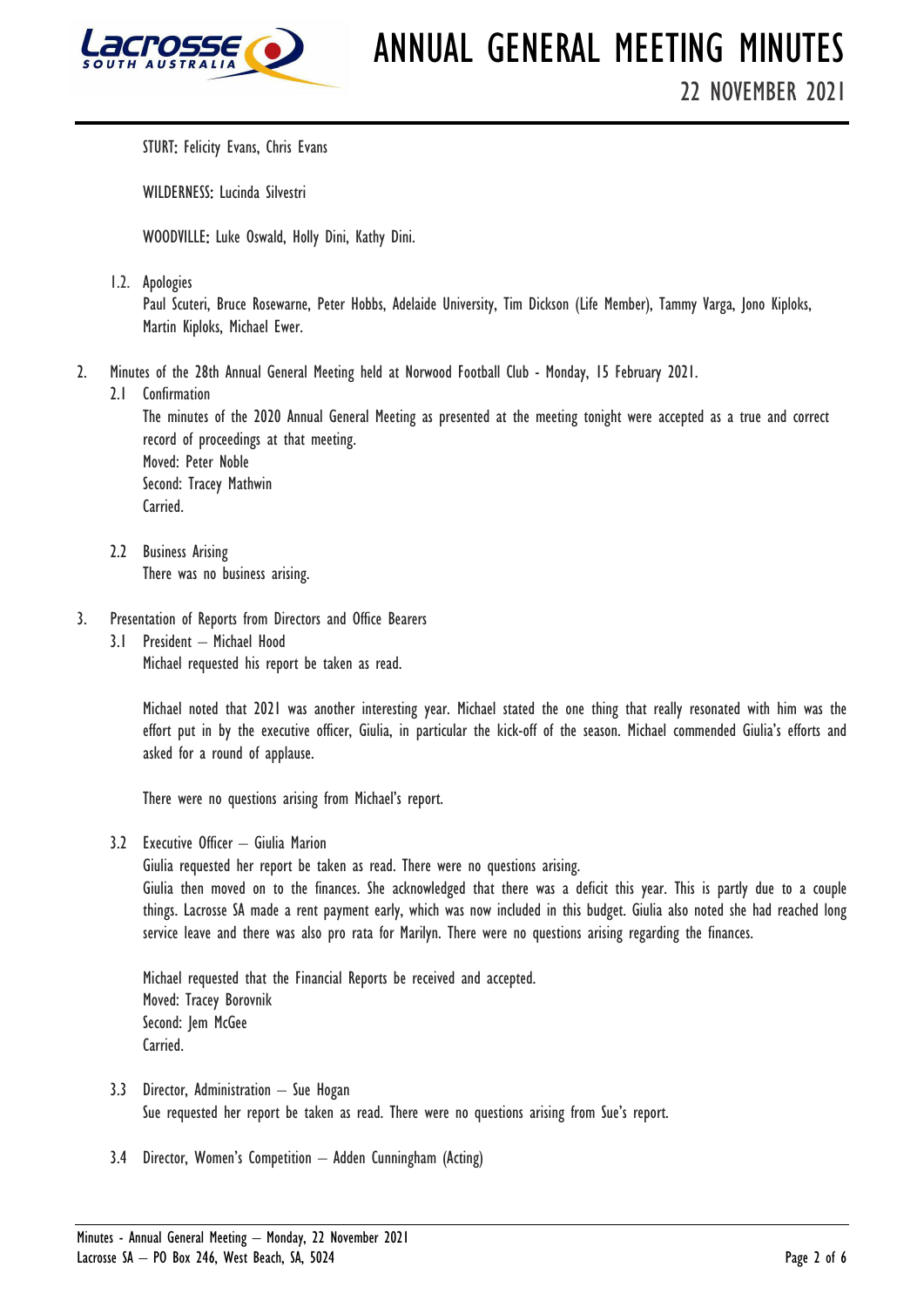STURT: Felicity Evans, Chris Evans

WILDERNESS: Lucinda Silvestri

WOODVILLE: Luke Oswald, Holly Dini, Kathy Dini.

1.2. Apologies

Paul Scuteri, Bruce Rosewarne, Peter Hobbs, Adelaide University, Tim Dickson (Life Member), Tammy Varga, Jono Kiploks, Martin Kiploks, Michael Ewer.

2. Minutes of the 28th Annual General Meeting held at Norwood Football Club - Monday, 15 February 2021.

2.1 Confirmation

The minutes of the 2020 Annual General Meeting as presented at the meeting tonight were accepted as a true and correct record of proceedings at that meeting.
Moved: Peter Noble
Second: Tracey Mathwin
Carried.

2.2 Business Arising

There was no business arising.

3. Presentation of Reports from Directors and Office Bearers

3.1 President – Michael Hood

Michael requested his report be taken as read.

Michael noted that 2021 was another interesting year. Michael stated the one thing that really resonated with him was the effort put in by the executive officer, Giulia, in particular the kick-off of the season. Michael commended Giulia's efforts and asked for a round of applause.

There were no questions arising from Michael's report.

3.2 Executive Officer – Giulia Marion

Giulia requested her report be taken as read. There were no questions arising.
Giulia then moved on to the finances. She acknowledged that there was a deficit this year. This is partly due to a couple things. Lacrosse SA made a rent payment early, which was now included in this budget. Giulia also noted she had reached long service leave and there was also pro rata for Marilyn. There were no questions arising regarding the finances.

Michael requested that the Financial Reports be received and accepted.
Moved: Tracey Borovnik
Second: Jem McGee
Carried.

3.3 Director, Administration – Sue Hogan

Sue requested her report be taken as read. There were no questions arising from Sue's report.

3.4 Director, Women's Competition – Adden Cunningham (Acting)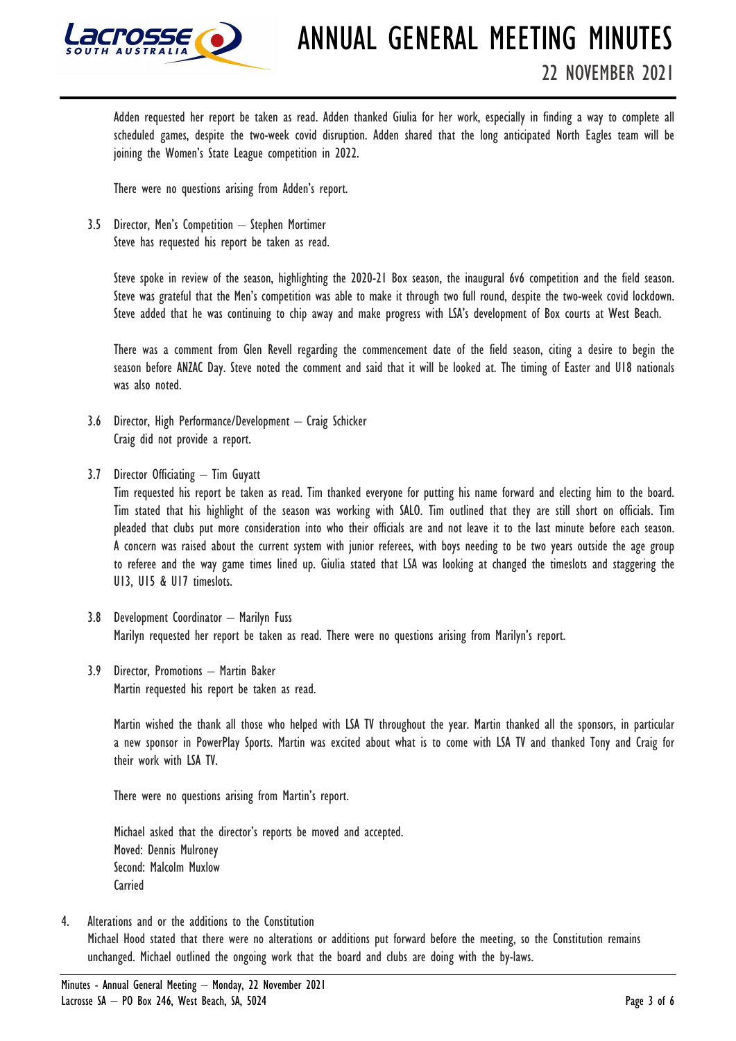Adden requested her report be taken as read. Adden thanked Giulia for her work, especially in finding a way to complete all scheduled games, despite the two-week covid disruption. Adden shared that the long anticipated North Eagles team will be joining the Women's State League competition in 2022.

There were no questions arising from Adden's report.

3.5 Director, Men's Competition – Stephen Mortimer
Steve has requested his report be taken as read.

Steve spoke in review of the season, highlighting the 2020-21 Box season, the inaugural 6v6 competition and the field season. Steve was grateful that the Men's competition was able to make it through two full round, despite the two-week covid lockdown. Steve added that he was continuing to chip away and make progress with LSA's development of Box courts at West Beach.

There was a comment from Glen Revell regarding the commencement date of the field season, citing a desire to begin the season before ANZAC Day. Steve noted the comment and said that it will be looked at. The timing of Easter and U18 nationals was also noted.

3.6 Director, High Performance/Development – Craig Schicker
Craig did not provide a report.

3.7 Director Officiating – Tim Guyatt
Tim requested his report be taken as read. Tim thanked everyone for putting his name forward and electing him to the board. Tim stated that his highlight of the season was working with SALO. Tim outlined that they are still short on officials. Tim pleaded that clubs put more consideration into who their officials are and not leave it to the last minute before each season. A concern was raised about the current system with junior referees, with boys needing to be two years outside the age group to referee and the way game times lined up. Giulia stated that LSA was looking at changed the timeslots and staggering the U13, U15 & U17 timeslots.

3.8 Development Coordinator – Marilyn Fuss
Marilyn requested her report be taken as read. There were no questions arising from Marilyn's report.

3.9 Director, Promotions – Martin Baker
Martin requested his report be taken as read.

Martin wished the thank all those who helped with LSA TV throughout the year. Martin thanked all the sponsors, in particular a new sponsor in PowerPlay Sports. Martin was excited about what is to come with LSA TV and thanked Tony and Craig for their work with LSA TV.

There were no questions arising from Martin's report.

Michael asked that the director's reports be moved and accepted.
Moved: Dennis Mulroney
Second: Malcolm Muxlow
Carried

4. Alterations and or the additions to the Constitution
Michael Hood stated that there were no alterations or additions put forward before the meeting, so the Constitution remains unchanged. Michael outlined the ongoing work that the board and clubs are doing with the by-laws.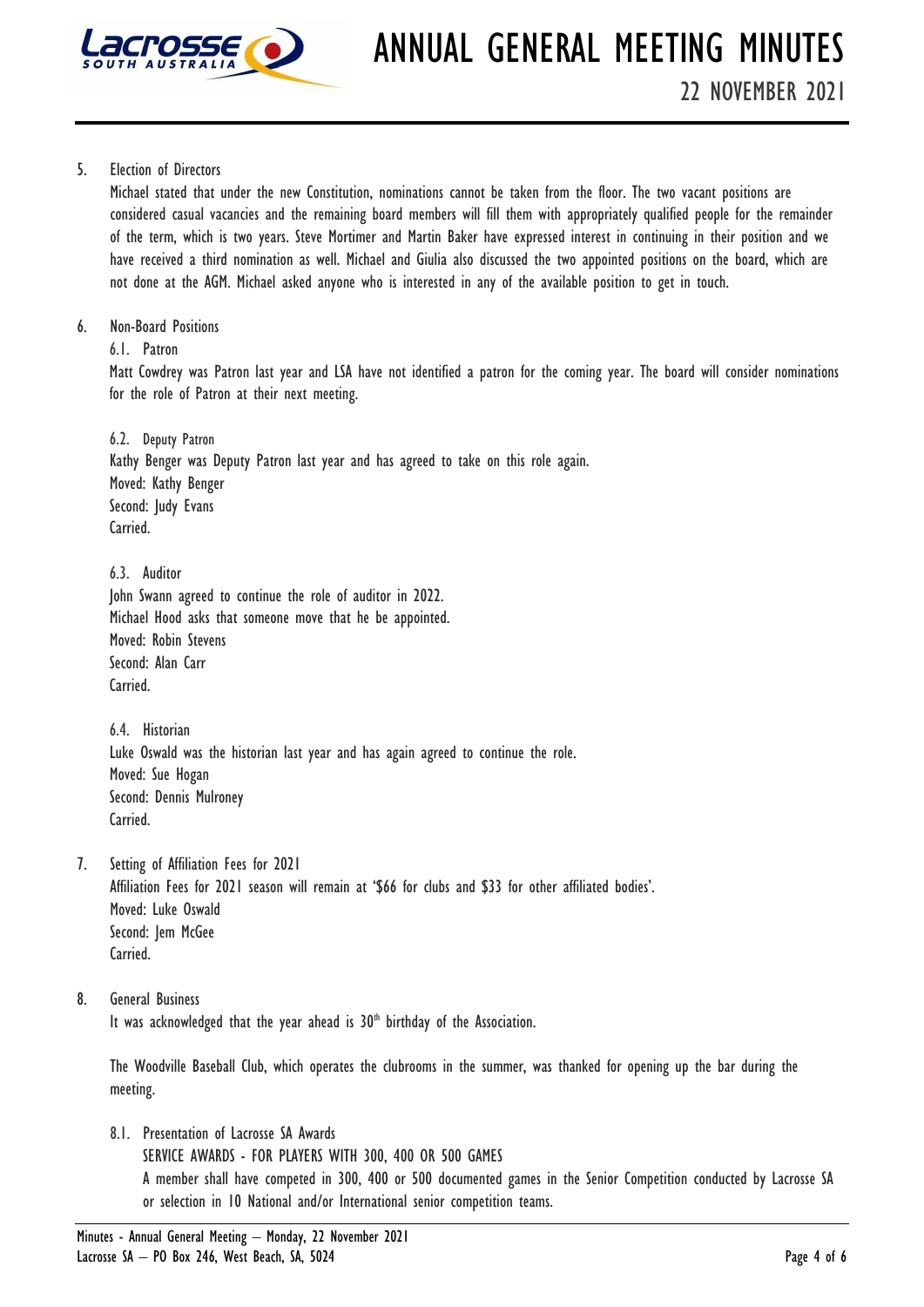5. Election of Directors

   Michael stated that under the new Constitution, nominations cannot be taken from the floor. The two vacant positions are considered casual vacancies and the remaining board members will fill them with appropriately qualified people for the remainder of the term, which is two years. Steve Mortimer and Martin Baker have expressed interest in continuing in their position and we have received a third nomination as well. Michael and Giulia also discussed the two appointed positions on the board, which are not done at the AGM. Michael asked anyone who is interested in any of the available position to get in touch.

6. Non-Board Positions

   6.1. Patron

   Matt Cowdrey was Patron last year and LSA have not identified a patron for the coming year. The board will consider nominations for the role of Patron at their next meeting.

   6.2. Deputy Patron

   Kathy Benger was Deputy Patron last year and has agreed to take on this role again.
   Moved: Kathy Benger
   Second: Judy Evans
   Carried.

   6.3. Auditor

   John Swann agreed to continue the role of auditor in 2022.
   Michael Hood asks that someone move that he be appointed.
   Moved: Robin Stevens
   Second: Alan Carr
   Carried.

   6.4. Historian

   Luke Oswald was the historian last year and has again agreed to continue the role.
   Moved: Sue Hogan
   Second: Dennis Mulroney
   Carried.

7. Setting of Affiliation Fees for 2021

   Affiliation Fees for 2021 season will remain at '$66 for clubs and $33 for other affiliated bodies'.
   Moved: Luke Oswald
   Second: Jem McGee
   Carried.

8. General Business

   It was acknowledged that the year ahead is 30th birthday of the Association.

   The Woodville Baseball Club, which operates the clubrooms in the summer, was thanked for opening up the bar during the meeting.

   8.1. Presentation of Lacrosse SA Awards

   SERVICE AWARDS - FOR PLAYERS WITH 300, 400 OR 500 GAMES

   A member shall have competed in 300, 400 or 500 documented games in the Senior Competition conducted by Lacrosse SA or selection in 10 National and/or International senior competition teams.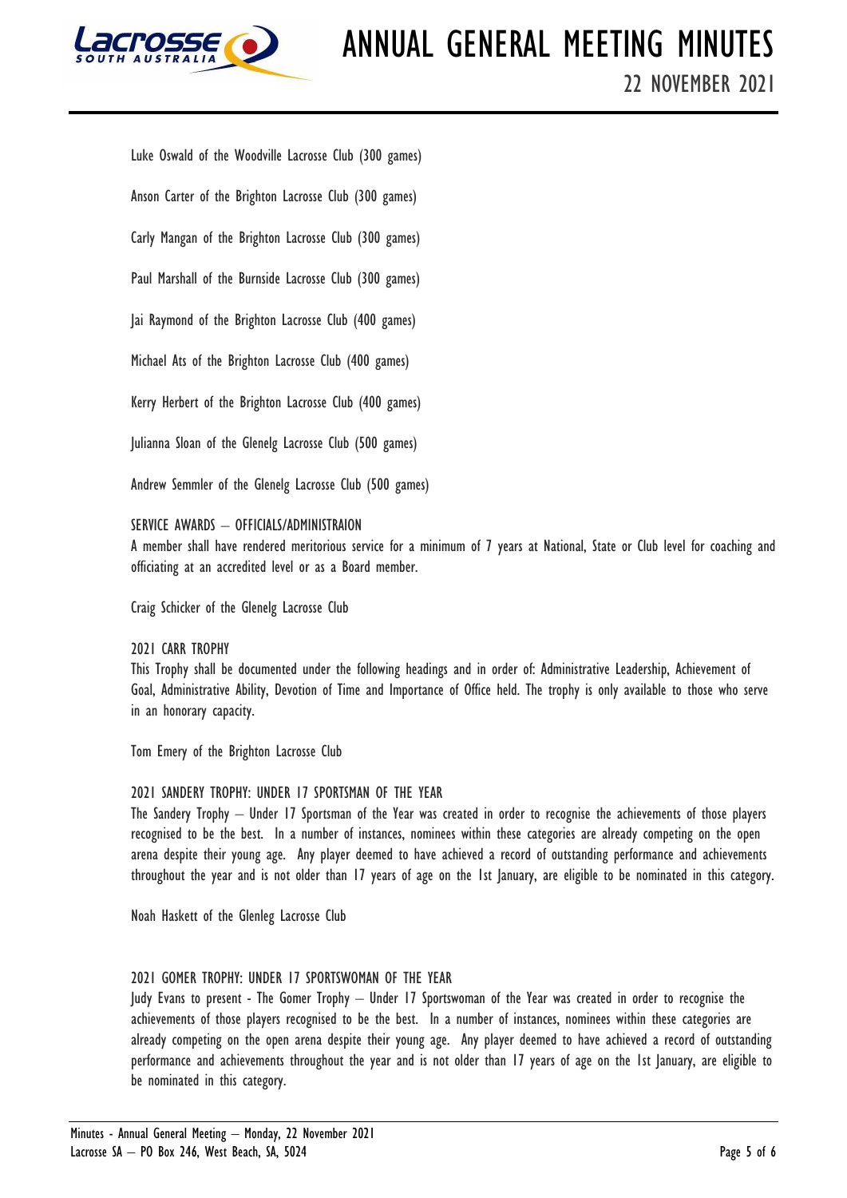Luke Oswald of the Woodville Lacrosse Club (300 games)

Anson Carter of the Brighton Lacrosse Club (300 games)

Carly Mangan of the Brighton Lacrosse Club (300 games)

Paul Marshall of the Burnside Lacrosse Club (300 games)

Jai Raymond of the Brighton Lacrosse Club (400 games)

Michael Ats of the Brighton Lacrosse Club (400 games)

Kerry Herbert of the Brighton Lacrosse Club (400 games)

Julianna Sloan of the Glenelg Lacrosse Club (500 games)

Andrew Semmler of the Glenelg Lacrosse Club (500 games)

SERVICE AWARDS – OFFICIALS/ADMINISTRAION

A member shall have rendered meritorious service for a minimum of 7 years at National, State or Club level for coaching and officiating at an accredited level or as a Board member.

Craig Schicker of the Glenelg Lacrosse Club

2021 CARR TROPHY

This Trophy shall be documented under the following headings and in order of: Administrative Leadership, Achievement of Goal, Administrative Ability, Devotion of Time and Importance of Office held. The trophy is only available to those who serve in an honorary capacity.

Tom Emery of the Brighton Lacrosse Club

2021 SANDERY TROPHY: UNDER 17 SPORTSMAN OF THE YEAR

The Sandery Trophy – Under 17 Sportsman of the Year was created in order to recognise the achievements of those players recognised to be the best. In a number of instances, nominees within these categories are already competing on the open arena despite their young age. Any player deemed to have achieved a record of outstanding performance and achievements throughout the year and is not older than 17 years of age on the 1st January, are eligible to be nominated in this category.

Noah Haskett of the Glenleg Lacrosse Club

2021 GOMER TROPHY: UNDER 17 SPORTSWOMAN OF THE YEAR

Judy Evans to present - The Gomer Trophy – Under 17 Sportswoman of the Year was created in order to recognise the achievements of those players recognised to be the best. In a number of instances, nominees within these categories are already competing on the open arena despite their young age. Any player deemed to have achieved a record of outstanding performance and achievements throughout the year and is not older than 17 years of age on the 1st January, are eligible to be nominated in this category.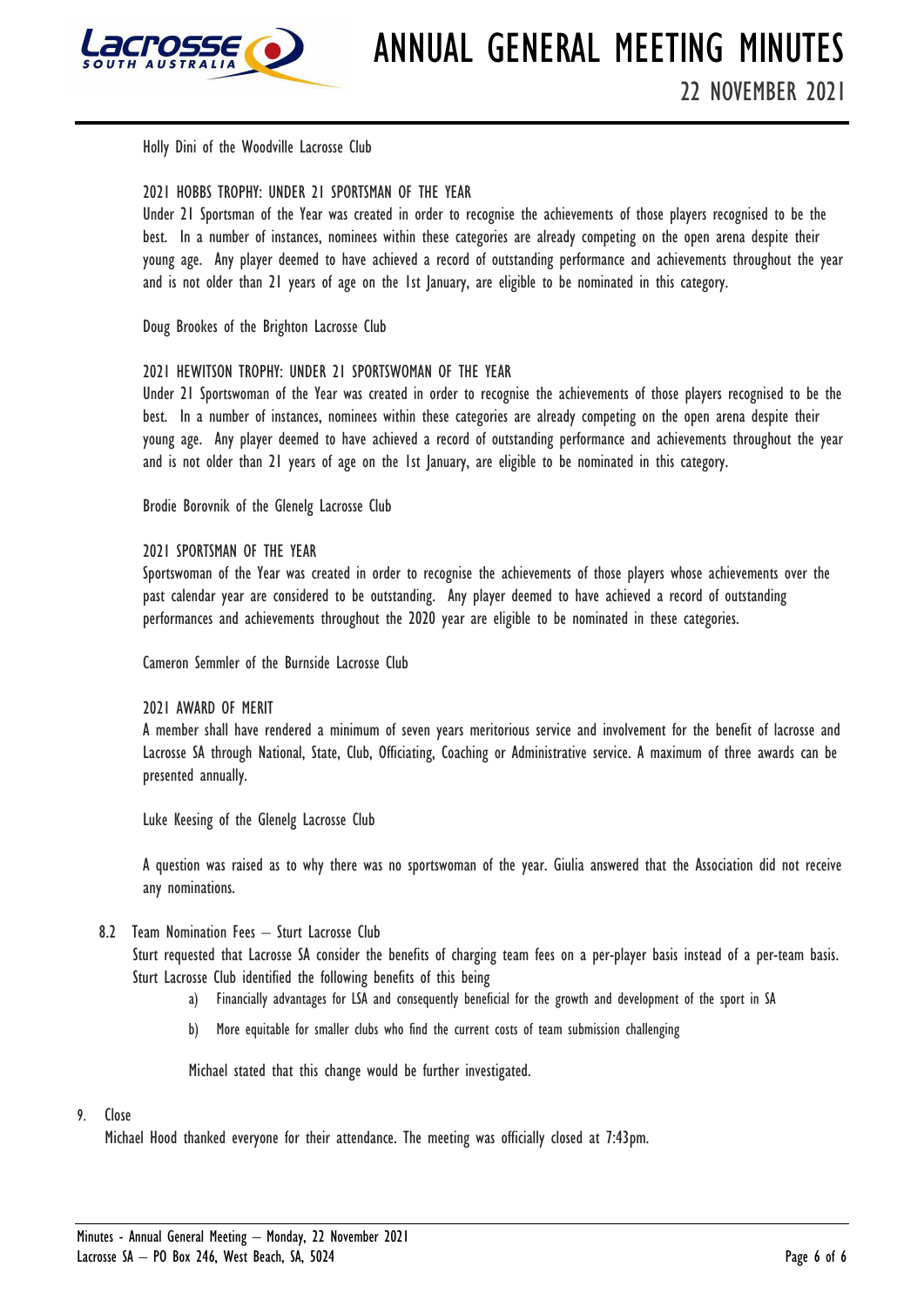Holly Dini of the Woodville Lacrosse Club

2021 HOBBS TROPHY: UNDER 21 SPORTSMAN OF THE YEAR

Under 21 Sportsman of the Year was created in order to recognise the achievements of those players recognised to be the best. In a number of instances, nominees within these categories are already competing on the open arena despite their young age. Any player deemed to have achieved a record of outstanding performance and achievements throughout the year and is not older than 21 years of age on the 1st January, are eligible to be nominated in this category.

Doug Brookes of the Brighton Lacrosse Club

2021 HEWITSON TROPHY: UNDER 21 SPORTSWOMAN OF THE YEAR

Under 21 Sportswoman of the Year was created in order to recognise the achievements of those players recognised to be the best. In a number of instances, nominees within these categories are already competing on the open arena despite their young age. Any player deemed to have achieved a record of outstanding performance and achievements throughout the year and is not older than 21 years of age on the 1st January, are eligible to be nominated in this category.

Brodie Borovnik of the Glenelg Lacrosse Club

2021 SPORTSMAN OF THE YEAR

Sportswoman of the Year was created in order to recognise the achievements of those players whose achievements over the past calendar year are considered to be outstanding. Any player deemed to have achieved a record of outstanding performances and achievements throughout the 2020 year are eligible to be nominated in these categories.

Cameron Semmler of the Burnside Lacrosse Club

2021 AWARD OF MERIT

A member shall have rendered a minimum of seven years meritorious service and involvement for the benefit of lacrosse and Lacrosse SA through National, State, Club, Officiating, Coaching or Administrative service. A maximum of three awards can be presented annually.

Luke Keesing of the Glenelg Lacrosse Club

A question was raised as to why there was no sportswoman of the year. Giulia answered that the Association did not receive any nominations.

8.2 Team Nomination Fees – Sturt Lacrosse Club

Sturt requested that Lacrosse SA consider the benefits of charging team fees on a per-player basis instead of a per-team basis. Sturt Lacrosse Club identified the following benefits of this being

a) Financially advantages for LSA and consequently beneficial for the growth and development of the sport in SA

b) More equitable for smaller clubs who find the current costs of team submission challenging

Michael stated that this change would be further investigated.

9. Close

Michael Hood thanked everyone for their attendance. The meeting was officially closed at 7:43pm.